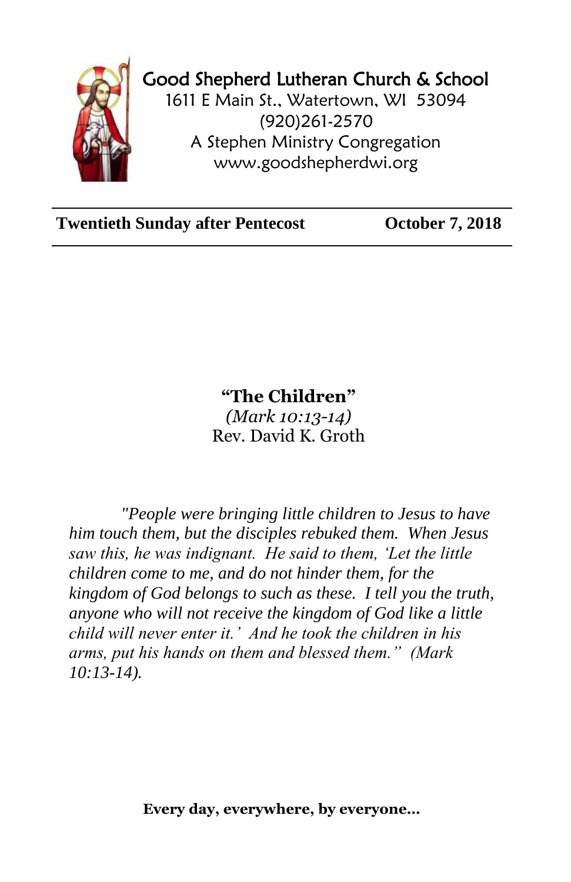# Good Shepherd Lutheran Church & School

1611 E Main St., Watertown, WI 53094
(920)261-2570
A Stephen Ministry Congregation
www.goodshepherdwi.org

---

**Twentieth Sunday after Pentecost** **October 7, 2018**

---

## "The Children"

*(Mark 10:13-14)*
Rev. David K. Groth

*"People were bringing little children to Jesus to have him touch them, but the disciples rebuked them. When Jesus saw this, he was indignant. He said to them, 'Let the little children come to me, and do not hinder them, for the kingdom of God belongs to such as these. I tell you the truth, anyone who will not receive the kingdom of God like a little child will never enter it.' And he took the children in his arms, put his hands on them and blessed them." (Mark 10:13-14).*

**Every day, everywhere, by everyone…**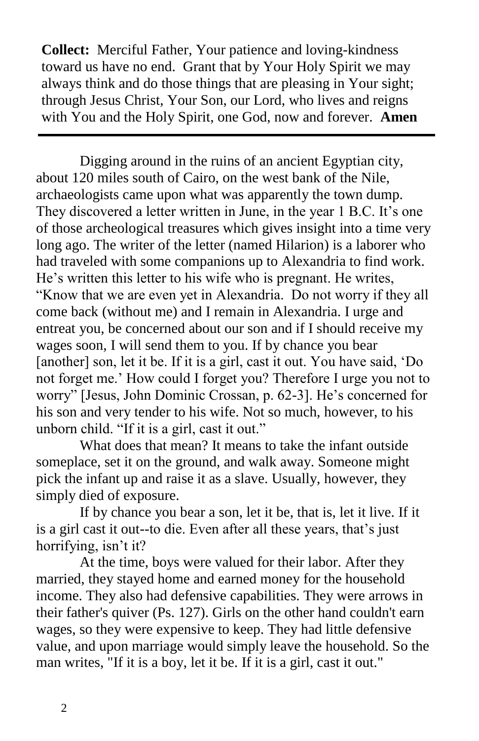**Collect:** Merciful Father, Your patience and loving-kindness toward us have no end. Grant that by Your Holy Spirit we may always think and do those things that are pleasing in Your sight; through Jesus Christ, Your Son, our Lord, who lives and reigns with You and the Holy Spirit, one God, now and forever. **Amen**

---

Digging around in the ruins of an ancient Egyptian city, about 120 miles south of Cairo, on the west bank of the Nile, archaeologists came upon what was apparently the town dump. They discovered a letter written in June, in the year 1 B.C. It's one of those archeological treasures which gives insight into a time very long ago. The writer of the letter (named Hilarion) is a laborer who had traveled with some companions up to Alexandria to find work. He's written this letter to his wife who is pregnant. He writes, "Know that we are even yet in Alexandria. Do not worry if they all come back (without me) and I remain in Alexandria. I urge and entreat you, be concerned about our son and if I should receive my wages soon, I will send them to you. If by chance you bear [another] son, let it be. If it is a girl, cast it out. You have said, 'Do not forget me.' How could I forget you? Therefore I urge you not to worry" [Jesus, John Dominic Crossan, p. 62-3]. He's concerned for his son and very tender to his wife. Not so much, however, to his unborn child. "If it is a girl, cast it out."

What does that mean? It means to take the infant outside someplace, set it on the ground, and walk away. Someone might pick the infant up and raise it as a slave. Usually, however, they simply died of exposure.

If by chance you bear a son, let it be, that is, let it live. If it is a girl cast it out--to die. Even after all these years, that's just horrifying, isn't it?

At the time, boys were valued for their labor. After they married, they stayed home and earned money for the household income. They also had defensive capabilities. They were arrows in their father's quiver (Ps. 127). Girls on the other hand couldn't earn wages, so they were expensive to keep. They had little defensive value, and upon marriage would simply leave the household. So the man writes, "If it is a boy, let it be. If it is a girl, cast it out."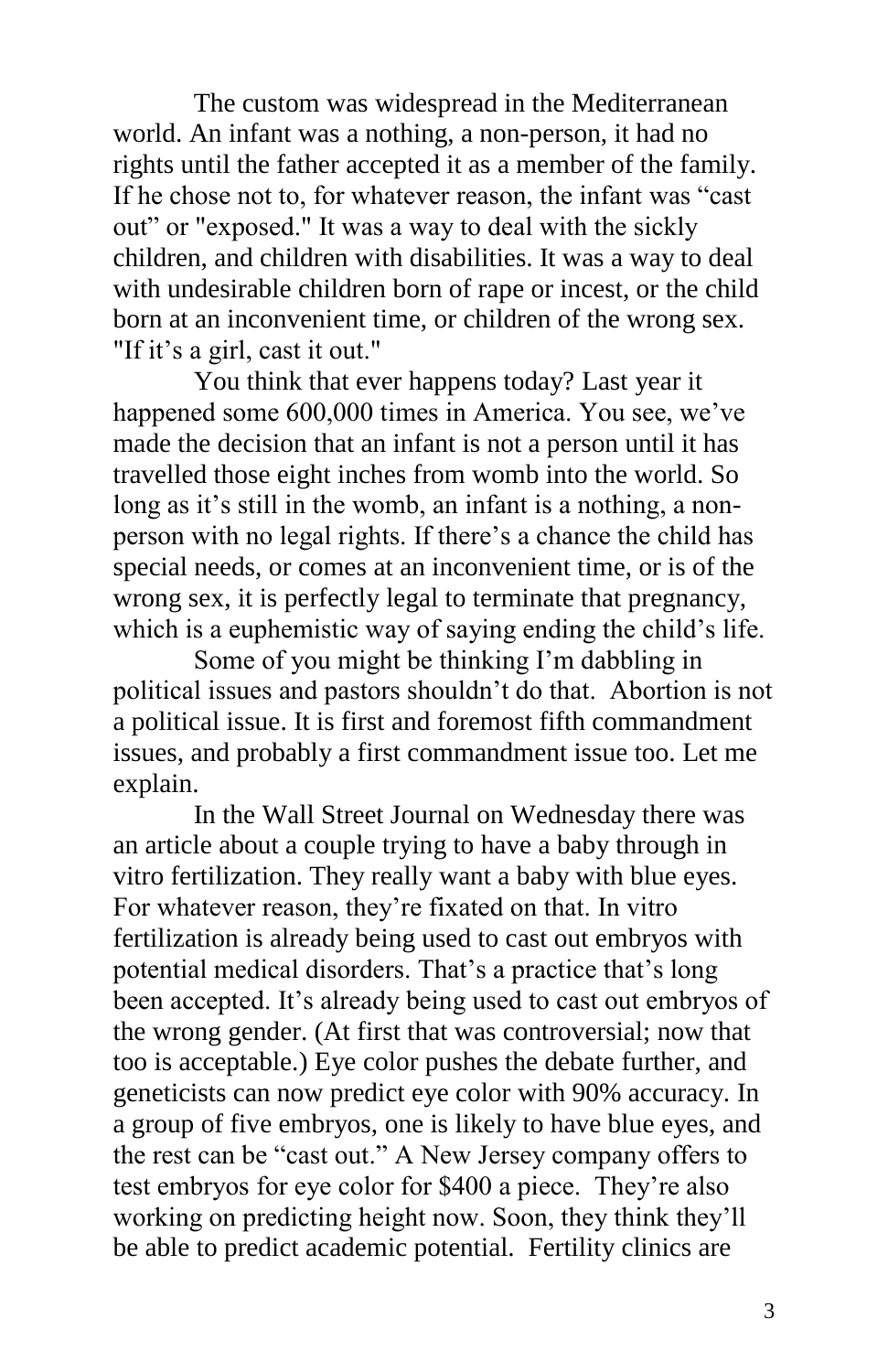The custom was widespread in the Mediterranean world. An infant was a nothing, a non-person, it had no rights until the father accepted it as a member of the family. If he chose not to, for whatever reason, the infant was "cast out" or "exposed." It was a way to deal with the sickly children, and children with disabilities. It was a way to deal with undesirable children born of rape or incest, or the child born at an inconvenient time, or children of the wrong sex. "If it's a girl, cast it out."

You think that ever happens today? Last year it happened some 600,000 times in America. You see, we've made the decision that an infant is not a person until it has travelled those eight inches from womb into the world. So long as it's still in the womb, an infant is a nothing, a non-person with no legal rights. If there's a chance the child has special needs, or comes at an inconvenient time, or is of the wrong sex, it is perfectly legal to terminate that pregnancy, which is a euphemistic way of saying ending the child's life.

Some of you might be thinking I'm dabbling in political issues and pastors shouldn't do that. Abortion is not a political issue. It is first and foremost fifth commandment issues, and probably a first commandment issue too. Let me explain.

In the Wall Street Journal on Wednesday there was an article about a couple trying to have a baby through in vitro fertilization. They really want a baby with blue eyes. For whatever reason, they're fixated on that. In vitro fertilization is already being used to cast out embryos with potential medical disorders. That's a practice that's long been accepted. It's already being used to cast out embryos of the wrong gender. (At first that was controversial; now that too is acceptable.) Eye color pushes the debate further, and geneticists can now predict eye color with 90% accuracy. In a group of five embryos, one is likely to have blue eyes, and the rest can be "cast out." A New Jersey company offers to test embryos for eye color for $400 a piece. They're also working on predicting height now. Soon, they think they'll be able to predict academic potential. Fertility clinics are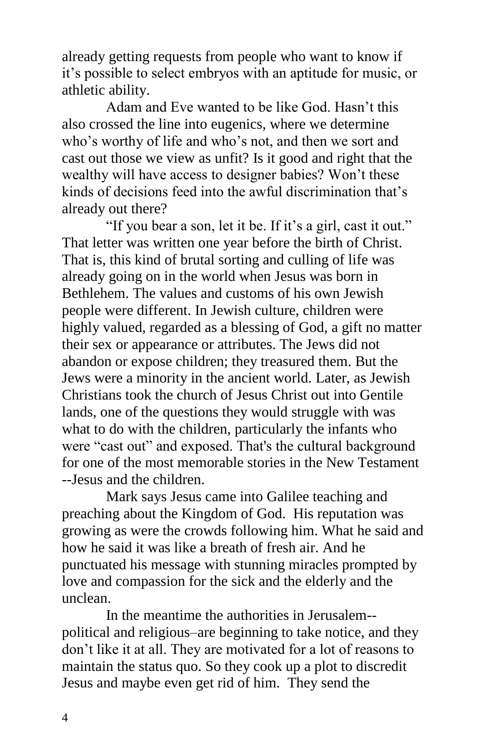already getting requests from people who want to know if it's possible to select embryos with an aptitude for music, or athletic ability.

Adam and Eve wanted to be like God. Hasn't this also crossed the line into eugenics, where we determine who's worthy of life and who's not, and then we sort and cast out those we view as unfit? Is it good and right that the wealthy will have access to designer babies? Won't these kinds of decisions feed into the awful discrimination that's already out there?

"If you bear a son, let it be. If it's a girl, cast it out." That letter was written one year before the birth of Christ. That is, this kind of brutal sorting and culling of life was already going on in the world when Jesus was born in Bethlehem. The values and customs of his own Jewish people were different. In Jewish culture, children were highly valued, regarded as a blessing of God, a gift no matter their sex or appearance or attributes. The Jews did not abandon or expose children; they treasured them. But the Jews were a minority in the ancient world. Later, as Jewish Christians took the church of Jesus Christ out into Gentile lands, one of the questions they would struggle with was what to do with the children, particularly the infants who were "cast out" and exposed. That's the cultural background for one of the most memorable stories in the New Testament --Jesus and the children.

Mark says Jesus came into Galilee teaching and preaching about the Kingdom of God. His reputation was growing as were the crowds following him. What he said and how he said it was like a breath of fresh air. And he punctuated his message with stunning miracles prompted by love and compassion for the sick and the elderly and the unclean.

In the meantime the authorities in Jerusalem--political and religious–are beginning to take notice, and they don't like it at all. They are motivated for a lot of reasons to maintain the status quo. So they cook up a plot to discredit Jesus and maybe even get rid of him. They send the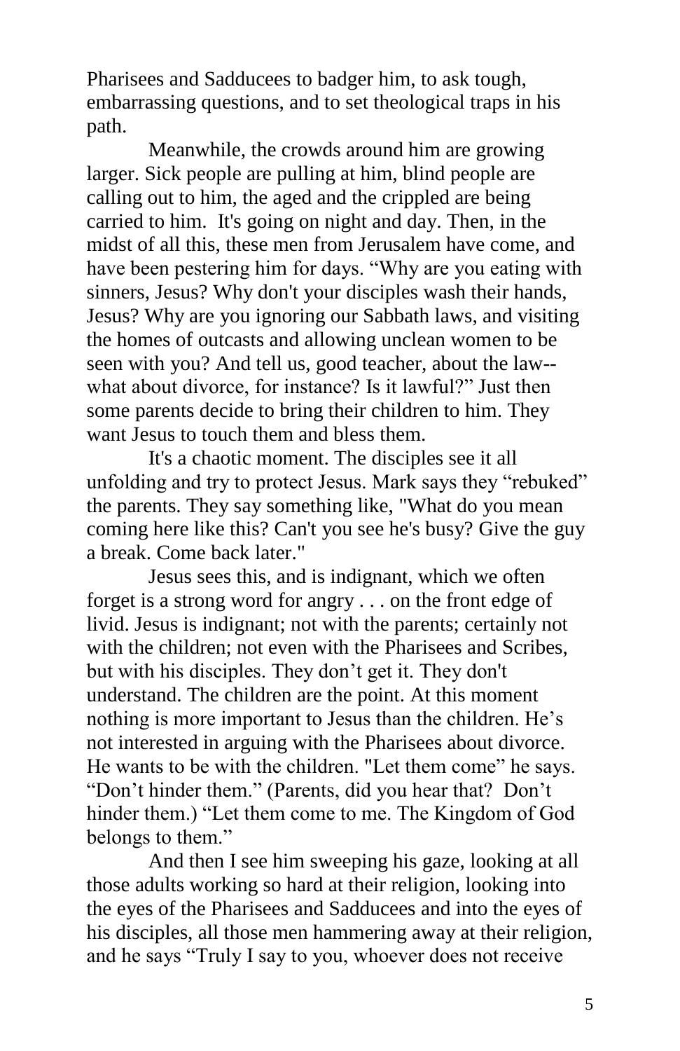Pharisees and Sadducees to badger him, to ask tough, embarrassing questions, and to set theological traps in his path.

Meanwhile, the crowds around him are growing larger. Sick people are pulling at him, blind people are calling out to him, the aged and the crippled are being carried to him. It's going on night and day. Then, in the midst of all this, these men from Jerusalem have come, and have been pestering him for days. "Why are you eating with sinners, Jesus? Why don't your disciples wash their hands, Jesus? Why are you ignoring our Sabbath laws, and visiting the homes of outcasts and allowing unclean women to be seen with you? And tell us, good teacher, about the law--what about divorce, for instance? Is it lawful?" Just then some parents decide to bring their children to him. They want Jesus to touch them and bless them.

It's a chaotic moment. The disciples see it all unfolding and try to protect Jesus. Mark says they "rebuked" the parents. They say something like, "What do you mean coming here like this? Can't you see he's busy? Give the guy a break. Come back later."

Jesus sees this, and is indignant, which we often forget is a strong word for angry . . . on the front edge of livid. Jesus is indignant; not with the parents; certainly not with the children; not even with the Pharisees and Scribes, but with his disciples. They don't get it. They don't understand. The children are the point. At this moment nothing is more important to Jesus than the children. He's not interested in arguing with the Pharisees about divorce. He wants to be with the children. "Let them come" he says. "Don't hinder them." (Parents, did you hear that? Don't hinder them.) "Let them come to me. The Kingdom of God belongs to them."

And then I see him sweeping his gaze, looking at all those adults working so hard at their religion, looking into the eyes of the Pharisees and Sadducees and into the eyes of his disciples, all those men hammering away at their religion, and he says "Truly I say to you, whoever does not receive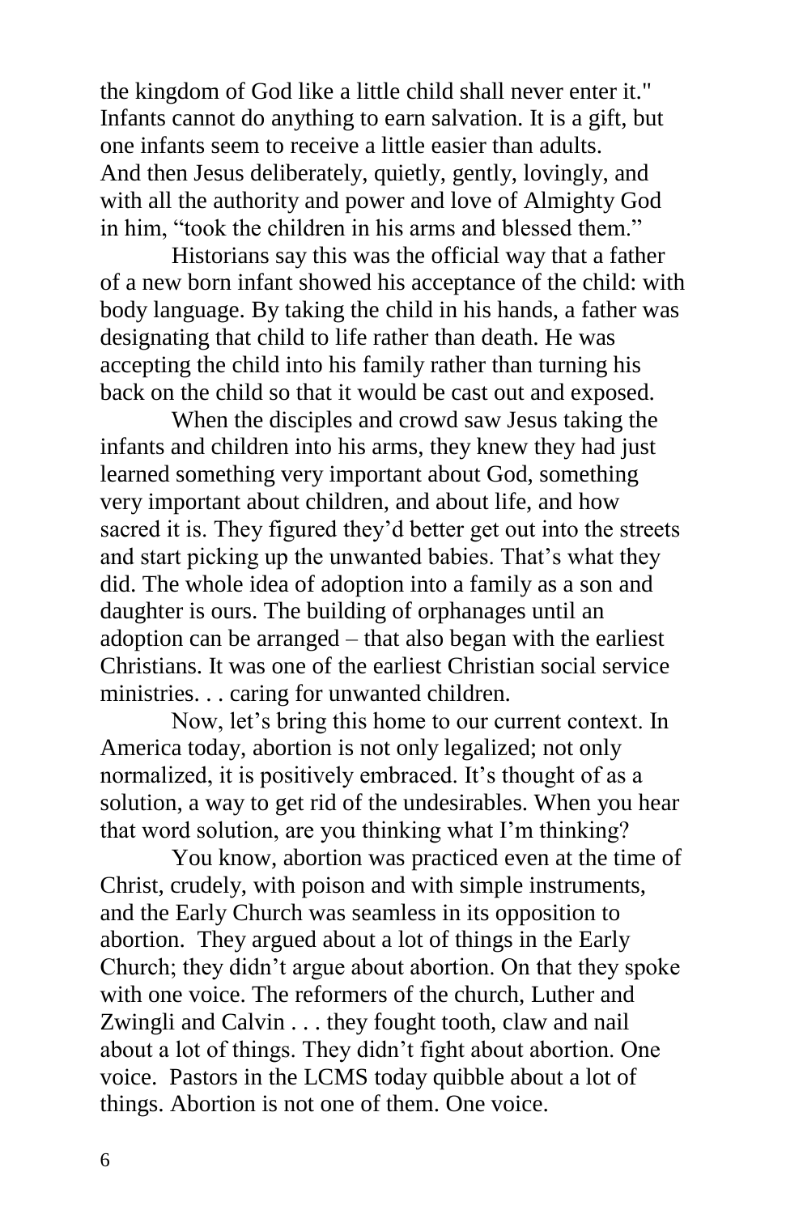the kingdom of God like a little child shall never enter it." Infants cannot do anything to earn salvation. It is a gift, but one infants seem to receive a little easier than adults. And then Jesus deliberately, quietly, gently, lovingly, and with all the authority and power and love of Almighty God in him, "took the children in his arms and blessed them."

Historians say this was the official way that a father of a new born infant showed his acceptance of the child: with body language. By taking the child in his hands, a father was designating that child to life rather than death. He was accepting the child into his family rather than turning his back on the child so that it would be cast out and exposed.

When the disciples and crowd saw Jesus taking the infants and children into his arms, they knew they had just learned something very important about God, something very important about children, and about life, and how sacred it is. They figured they'd better get out into the streets and start picking up the unwanted babies. That's what they did. The whole idea of adoption into a family as a son and daughter is ours. The building of orphanages until an adoption can be arranged – that also began with the earliest Christians. It was one of the earliest Christian social service ministries. . . caring for unwanted children.

Now, let's bring this home to our current context. In America today, abortion is not only legalized; not only normalized, it is positively embraced. It's thought of as a solution, a way to get rid of the undesirables. When you hear that word solution, are you thinking what I'm thinking?

You know, abortion was practiced even at the time of Christ, crudely, with poison and with simple instruments, and the Early Church was seamless in its opposition to abortion. They argued about a lot of things in the Early Church; they didn't argue about abortion. On that they spoke with one voice. The reformers of the church, Luther and Zwingli and Calvin . . . they fought tooth, claw and nail about a lot of things. They didn't fight about abortion. One voice. Pastors in the LCMS today quibble about a lot of things. Abortion is not one of them. One voice.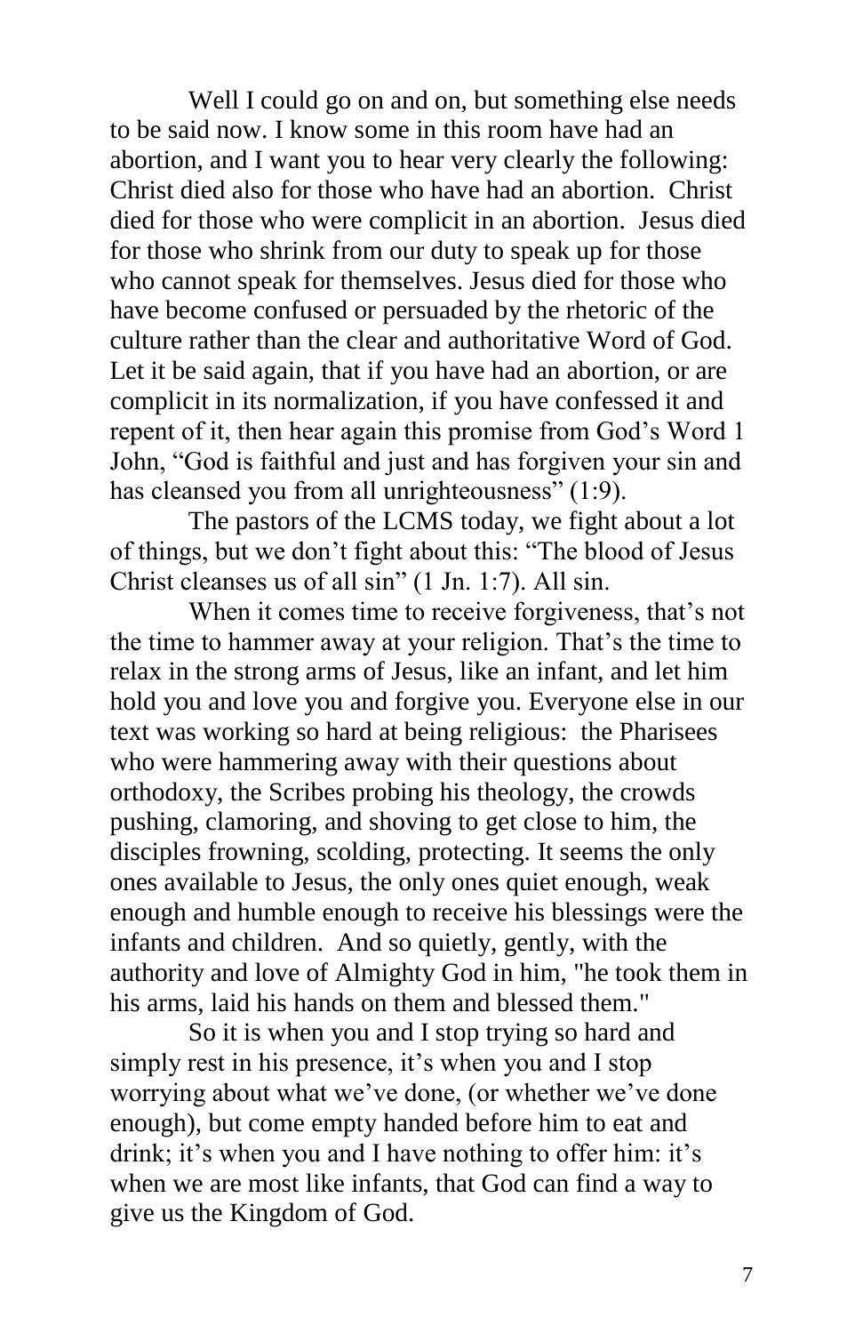Well I could go on and on, but something else needs to be said now. I know some in this room have had an abortion, and I want you to hear very clearly the following: Christ died also for those who have had an abortion. Christ died for those who were complicit in an abortion. Jesus died for those who shrink from our duty to speak up for those who cannot speak for themselves. Jesus died for those who have become confused or persuaded by the rhetoric of the culture rather than the clear and authoritative Word of God. Let it be said again, that if you have had an abortion, or are complicit in its normalization, if you have confessed it and repent of it, then hear again this promise from God's Word 1 John, "God is faithful and just and has forgiven your sin and has cleansed you from all unrighteousness" (1:9).

The pastors of the LCMS today, we fight about a lot of things, but we don't fight about this: "The blood of Jesus Christ cleanses us of all sin" (1 Jn. 1:7). All sin.

When it comes time to receive forgiveness, that's not the time to hammer away at your religion. That's the time to relax in the strong arms of Jesus, like an infant, and let him hold you and love you and forgive you. Everyone else in our text was working so hard at being religious: the Pharisees who were hammering away with their questions about orthodoxy, the Scribes probing his theology, the crowds pushing, clamoring, and shoving to get close to him, the disciples frowning, scolding, protecting. It seems the only ones available to Jesus, the only ones quiet enough, weak enough and humble enough to receive his blessings were the infants and children. And so quietly, gently, with the authority and love of Almighty God in him, "he took them in his arms, laid his hands on them and blessed them."

So it is when you and I stop trying so hard and simply rest in his presence, it's when you and I stop worrying about what we've done, (or whether we've done enough), but come empty handed before him to eat and drink; it's when you and I have nothing to offer him: it's when we are most like infants, that God can find a way to give us the Kingdom of God.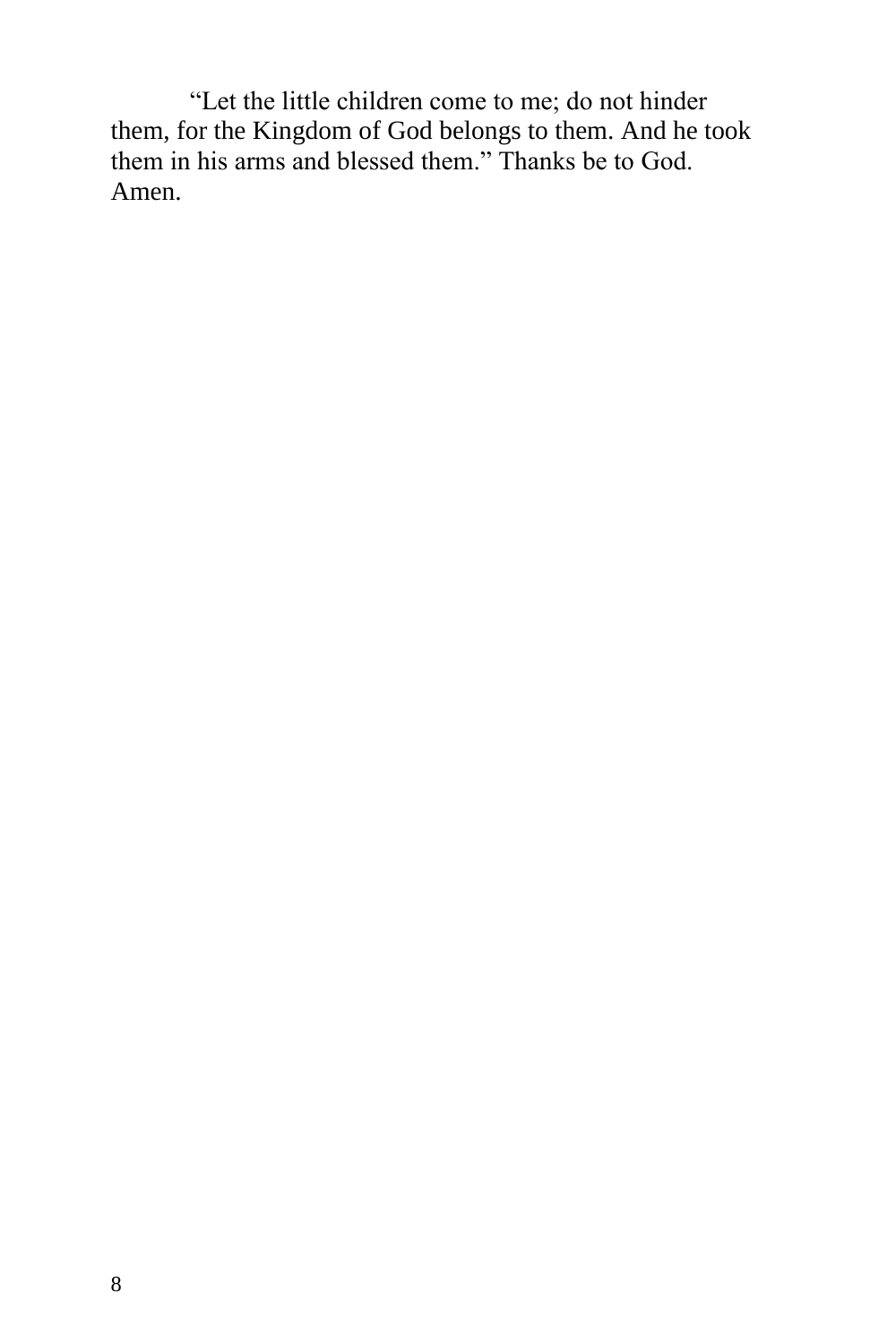"Let the little children come to me; do not hinder them, for the Kingdom of God belongs to them. And he took them in his arms and blessed them." Thanks be to God. Amen.